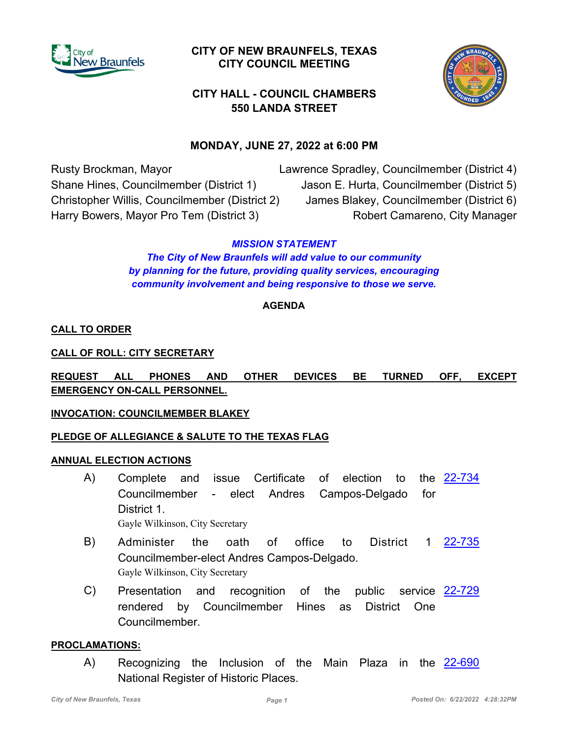# CITY OF NEW BRAUNFELS, TEXAS
# CITY COUNCIL MEETING

## CITY HALL - COUNCIL CHAMBERS
## 550 LANDA STREET

### MONDAY, JUNE 27, 2022 at 6:00 PM

Rusty Brockman, Mayor
Shane Hines, Councilmember (District 1)
Christopher Willis, Councilmember (District 2)
Harry Bowers, Mayor Pro Tem (District 3)
Lawrence Spradley, Councilmember (District 4)
Jason E. Hurta, Councilmember (District 5)
James Blakey, Councilmember (District 6)
Robert Camareno, City Manager

***MISSION STATEMENT***

***The City of New Braunfels will add value to our community by planning for the future, providing quality services, encouraging community involvement and being responsive to those we serve.***

**AGENDA**

**CALL TO ORDER**

**CALL OF ROLL: CITY SECRETARY**

**REQUEST ALL PHONES AND OTHER DEVICES BE TURNED OFF, EXCEPT EMERGENCY ON-CALL PERSONNEL.**

**INVOCATION: COUNCILMEMBER BLAKEY**

**PLEDGE OF ALLEGIANCE & SALUTE TO THE TEXAS FLAG**

**ANNUAL ELECTION ACTIONS**

A) Complete and issue Certificate of election to the Councilmember - elect Andres Campos-Delgado for District 1. 22-734
Gayle Wilkinson, City Secretary

B) Administer the oath of office to District 1 Councilmember-elect Andres Campos-Delgado. 22-735
Gayle Wilkinson, City Secretary

C) Presentation and recognition of the public service rendered by Councilmember Hines as District One Councilmember. 22-729

**PROCLAMATIONS:**

A) Recognizing the Inclusion of the Main Plaza in the National Register of Historic Places. 22-690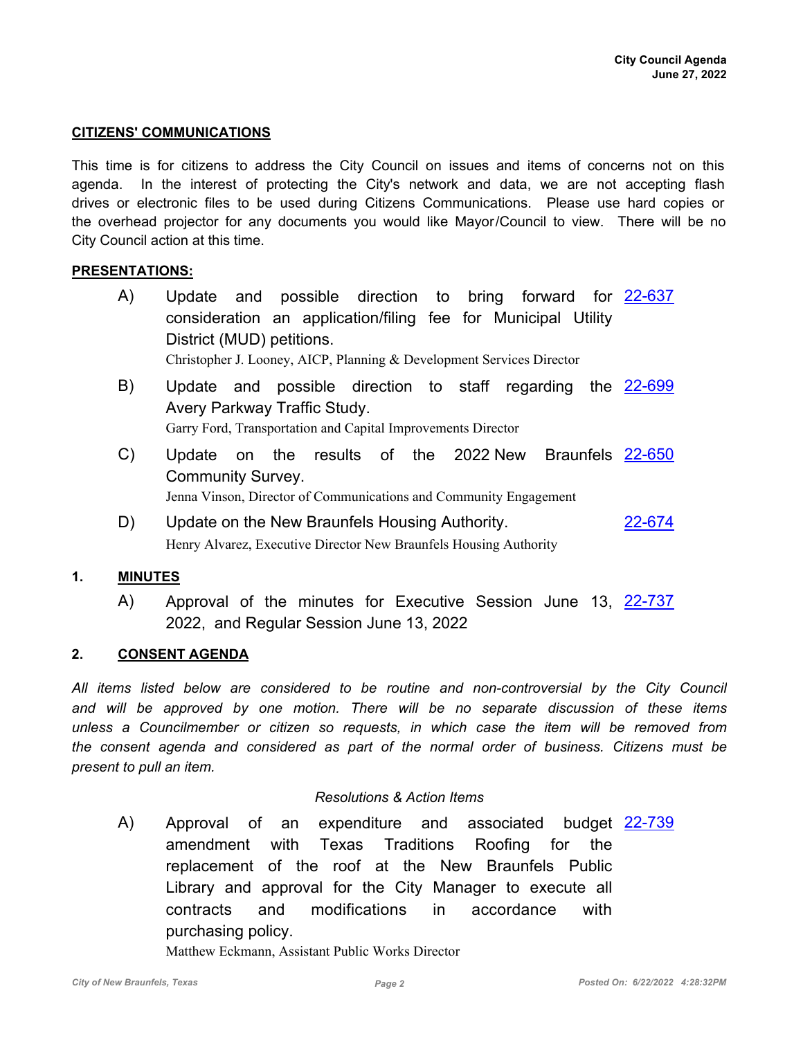## CITIZENS' COMMUNICATIONS

This time is for citizens to address the City Council on issues and items of concerns not on this agenda. In the interest of protecting the City's network and data, we are not accepting flash drives or electronic files to be used during Citizens Communications. Please use hard copies or the overhead projector for any documents you would like Mayor/Council to view. There will be no City Council action at this time.

## PRESENTATIONS:

A) Update and possible direction to bring forward for consideration an application/filing fee for Municipal Utility District (MUD) petitions. [22-637](22-637)
Christopher J. Looney, AICP, Planning & Development Services Director

B) Update and possible direction to staff regarding the Avery Parkway Traffic Study. [22-699](22-699)
Garry Ford, Transportation and Capital Improvements Director

C) Update on the results of the 2022 New Braunfels Community Survey. [22-650](22-650)
Jenna Vinson, Director of Communications and Community Engagement

D) Update on the New Braunfels Housing Authority. [22-674](22-674)
Henry Alvarez, Executive Director New Braunfels Housing Authority

## 1. MINUTES

A) Approval of the minutes for Executive Session June 13, 2022, and Regular Session June 13, 2022 [22-737](22-737)

## 2. CONSENT AGENDA

*All items listed below are considered to be routine and non-controversial by the City Council and will be approved by one motion. There will be no separate discussion of these items unless a Councilmember or citizen so requests, in which case the item will be removed from the consent agenda and considered as part of the normal order of business. Citizens must be present to pull an item.*

*Resolutions & Action Items*

A) Approval of an expenditure and associated budget amendment with Texas Traditions Roofing for the replacement of the roof at the New Braunfels Public Library and approval for the City Manager to execute all contracts and modifications in accordance with purchasing policy. [22-739](22-739)
Matthew Eckmann, Assistant Public Works Director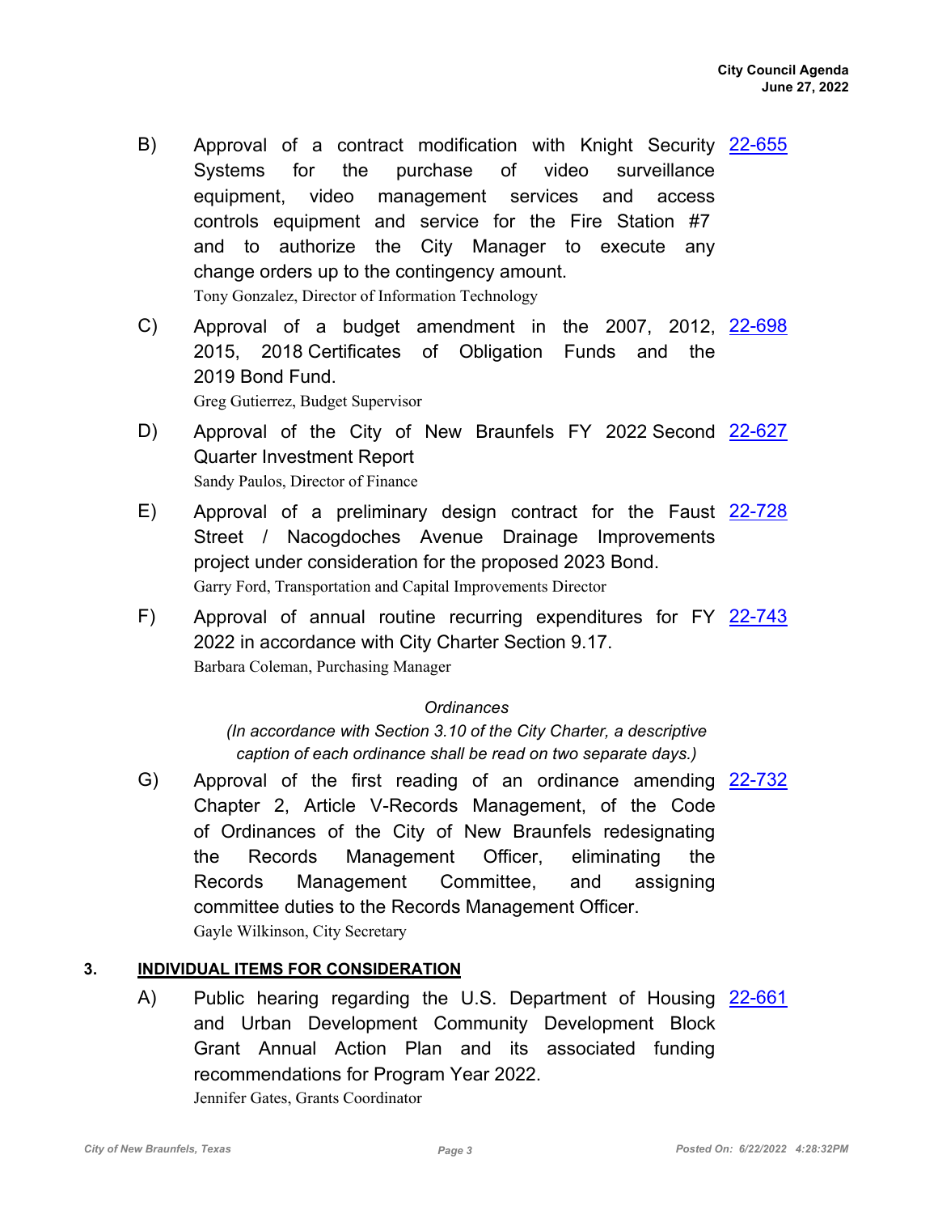B) Approval of a contract modification with Knight Security Systems for the purchase of video surveillance equipment, video management services and access controls equipment and service for the Fire Station #7 and to authorize the City Manager to execute any change orders up to the contingency amount. 22-655

Tony Gonzalez, Director of Information Technology

C) Approval of a budget amendment in the 2007, 2012, 2015, 2018 Certificates of Obligation Funds and the 2019 Bond Fund. 22-698

Greg Gutierrez, Budget Supervisor

D) Approval of the City of New Braunfels FY 2022 Second Quarter Investment Report 22-627

Sandy Paulos, Director of Finance

E) Approval of a preliminary design contract for the Faust Street / Nacogdoches Avenue Drainage Improvements project under consideration for the proposed 2023 Bond. 22-728

Garry Ford, Transportation and Capital Improvements Director

F) Approval of annual routine recurring expenditures for FY 2022 in accordance with City Charter Section 9.17. 22-743

Barbara Coleman, Purchasing Manager

*Ordinances*

*(In accordance with Section 3.10 of the City Charter, a descriptive caption of each ordinance shall be read on two separate days.)*

G) Approval of the first reading of an ordinance amending Chapter 2, Article V-Records Management, of the Code of Ordinances of the City of New Braunfels redesignating the Records Management Officer, eliminating the Records Management Committee, and assigning committee duties to the Records Management Officer. 22-732

Gayle Wilkinson, City Secretary

## 3. INDIVIDUAL ITEMS FOR CONSIDERATION

A) Public hearing regarding the U.S. Department of Housing and Urban Development Community Development Block Grant Annual Action Plan and its associated funding recommendations for Program Year 2022. 22-661

Jennifer Gates, Grants Coordinator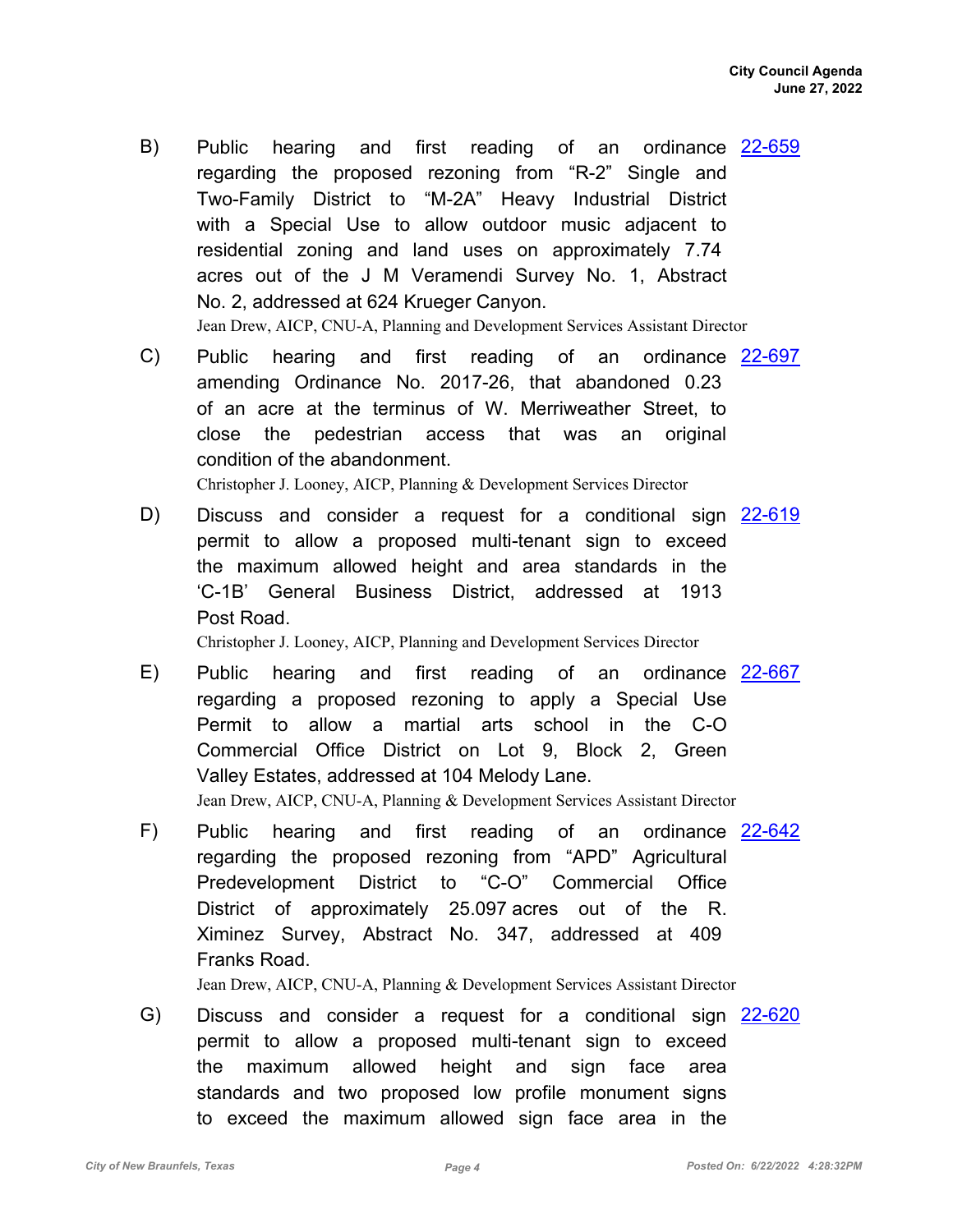B) Public hearing and first reading of an ordinance regarding the proposed rezoning from “R-2” Single and Two-Family District to “M-2A” Heavy Industrial District with a Special Use to allow outdoor music adjacent to residential zoning and land uses on approximately 7.74 acres out of the J M Veramendi Survey No. 1, Abstract No. 2, addressed at 624 Krueger Canyon. [22-659](22-659)

Jean Drew, AICP, CNU-A, Planning and Development Services Assistant Director

C) Public hearing and first reading of an ordinance amending Ordinance No. 2017-26, that abandoned 0.23 of an acre at the terminus of W. Merriweather Street, to close the pedestrian access that was an original condition of the abandonment. [22-697](22-697)

Christopher J. Looney, AICP, Planning & Development Services Director

D) Discuss and consider a request for a conditional sign permit to allow a proposed multi-tenant sign to exceed the maximum allowed height and area standards in the ‘C-1B’ General Business District, addressed at 1913 Post Road. [22-619](22-619)

Christopher J. Looney, AICP, Planning and Development Services Director

E) Public hearing and first reading of an ordinance regarding a proposed rezoning to apply a Special Use Permit to allow a martial arts school in the C-O Commercial Office District on Lot 9, Block 2, Green Valley Estates, addressed at 104 Melody Lane. [22-667](22-667)

Jean Drew, AICP, CNU-A, Planning & Development Services Assistant Director

F) Public hearing and first reading of an ordinance regarding the proposed rezoning from “APD” Agricultural Predevelopment District to “C-O” Commercial Office District of approximately 25.097 acres out of the R. Ximinez Survey, Abstract No. 347, addressed at 409 Franks Road. [22-642](22-642)

Jean Drew, AICP, CNU-A, Planning & Development Services Assistant Director

G) Discuss and consider a request for a conditional sign permit to allow a proposed multi-tenant sign to exceed the maximum allowed height and sign face area standards and two proposed low profile monument signs to exceed the maximum allowed sign face area in the [22-620](22-620)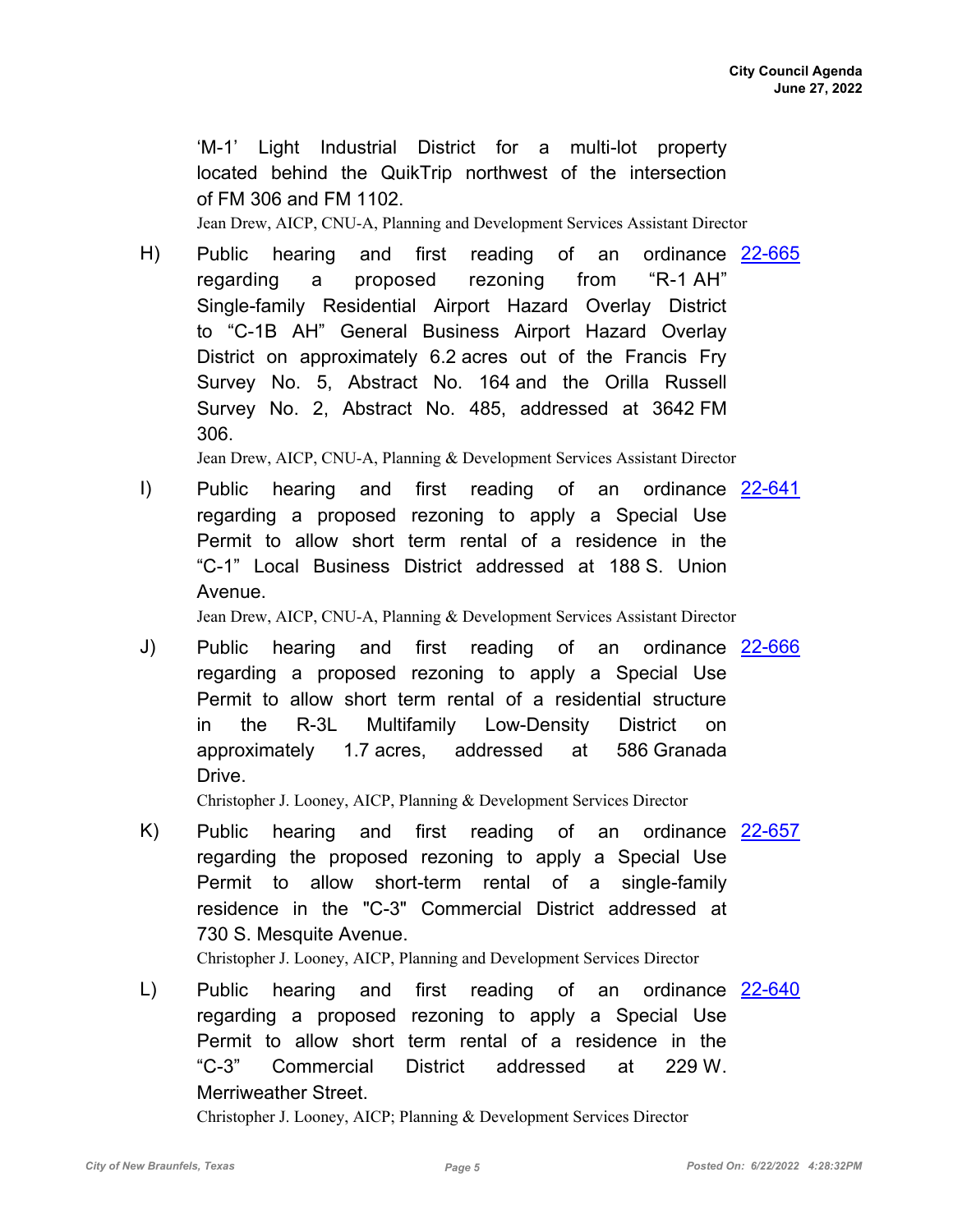'M-1' Light Industrial District for a multi-lot property located behind the QuikTrip northwest of the intersection of FM 306 and FM 1102.

Jean Drew, AICP, CNU-A, Planning and Development Services Assistant Director

H) Public hearing and first reading of an ordinance regarding a proposed rezoning from "R-1 AH" Single-family Residential Airport Hazard Overlay District to "C-1B AH" General Business Airport Hazard Overlay District on approximately 6.2 acres out of the Francis Fry Survey No. 5, Abstract No. 164 and the Orilla Russell Survey No. 2, Abstract No. 485, addressed at 3642 FM 306. [22-665]

Jean Drew, AICP, CNU-A, Planning & Development Services Assistant Director

I) Public hearing and first reading of an ordinance regarding a proposed rezoning to apply a Special Use Permit to allow short term rental of a residence in the "C-1" Local Business District addressed at 188 S. Union Avenue. [22-641]

Jean Drew, AICP, CNU-A, Planning & Development Services Assistant Director

J) Public hearing and first reading of an ordinance regarding a proposed rezoning to apply a Special Use Permit to allow short term rental of a residential structure in the R-3L Multifamily Low-Density District on approximately 1.7 acres, addressed at 586 Granada Drive. [22-666]

Christopher J. Looney, AICP, Planning & Development Services Director

K) Public hearing and first reading of an ordinance regarding the proposed rezoning to apply a Special Use Permit to allow short-term rental of a single-family residence in the "C-3" Commercial District addressed at 730 S. Mesquite Avenue. [22-657]

Christopher J. Looney, AICP, Planning and Development Services Director

L) Public hearing and first reading of an ordinance regarding a proposed rezoning to apply a Special Use Permit to allow short term rental of a residence in the "C-3" Commercial District addressed at 229 W. Merriweather Street. [22-640]

Christopher J. Looney, AICP; Planning & Development Services Director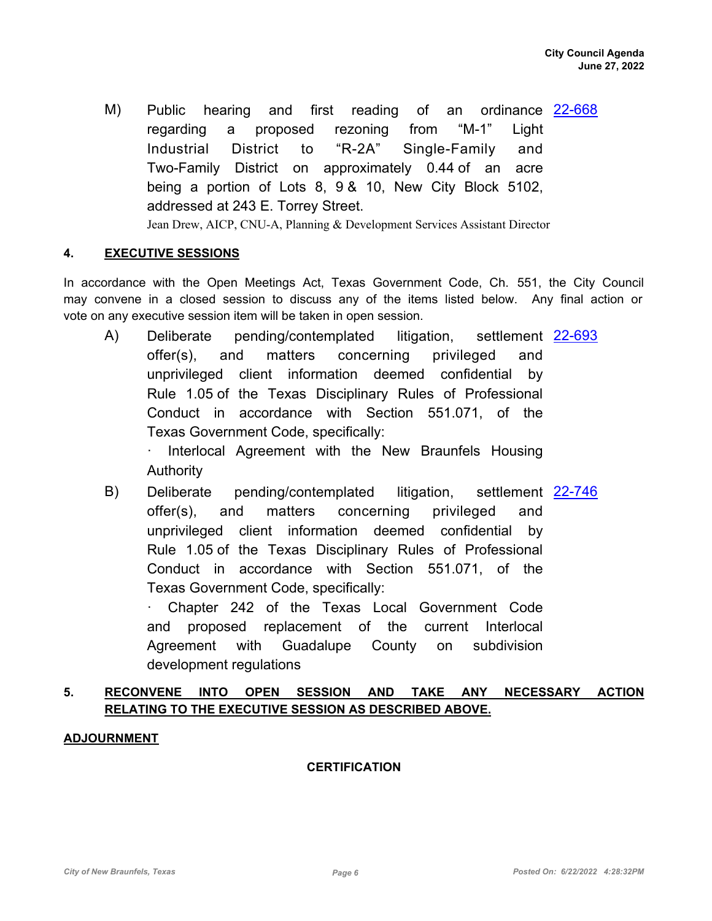M) Public hearing and first reading of an ordinance regarding a proposed rezoning from "M-1" Light Industrial District to "R-2A" Single-Family and Two-Family District on approximately 0.44 of an acre being a portion of Lots 8, 9 & 10, New City Block 5102, addressed at 243 E. Torrey Street. [22-668]

Jean Drew, AICP, CNU-A, Planning & Development Services Assistant Director

## 4. EXECUTIVE SESSIONS

In accordance with the Open Meetings Act, Texas Government Code, Ch. 551, the City Council may convene in a closed session to discuss any of the items listed below. Any final action or vote on any executive session item will be taken in open session.

A) Deliberate pending/contemplated litigation, settlement offer(s), and matters concerning privileged and unprivileged client information deemed confidential by Rule 1.05 of the Texas Disciplinary Rules of Professional Conduct in accordance with Section 551.071, of the Texas Government Code, specifically: [22-693]

· Interlocal Agreement with the New Braunfels Housing Authority

B) Deliberate pending/contemplated litigation, settlement offer(s), and matters concerning privileged and unprivileged client information deemed confidential by Rule 1.05 of the Texas Disciplinary Rules of Professional Conduct in accordance with Section 551.071, of the Texas Government Code, specifically: [22-746]

· Chapter 242 of the Texas Local Government Code and proposed replacement of the current Interlocal Agreement with Guadalupe County on subdivision development regulations

## 5. RECONVENE INTO OPEN SESSION AND TAKE ANY NECESSARY ACTION RELATING TO THE EXECUTIVE SESSION AS DESCRIBED ABOVE.

## ADJOURNMENT

### CERTIFICATION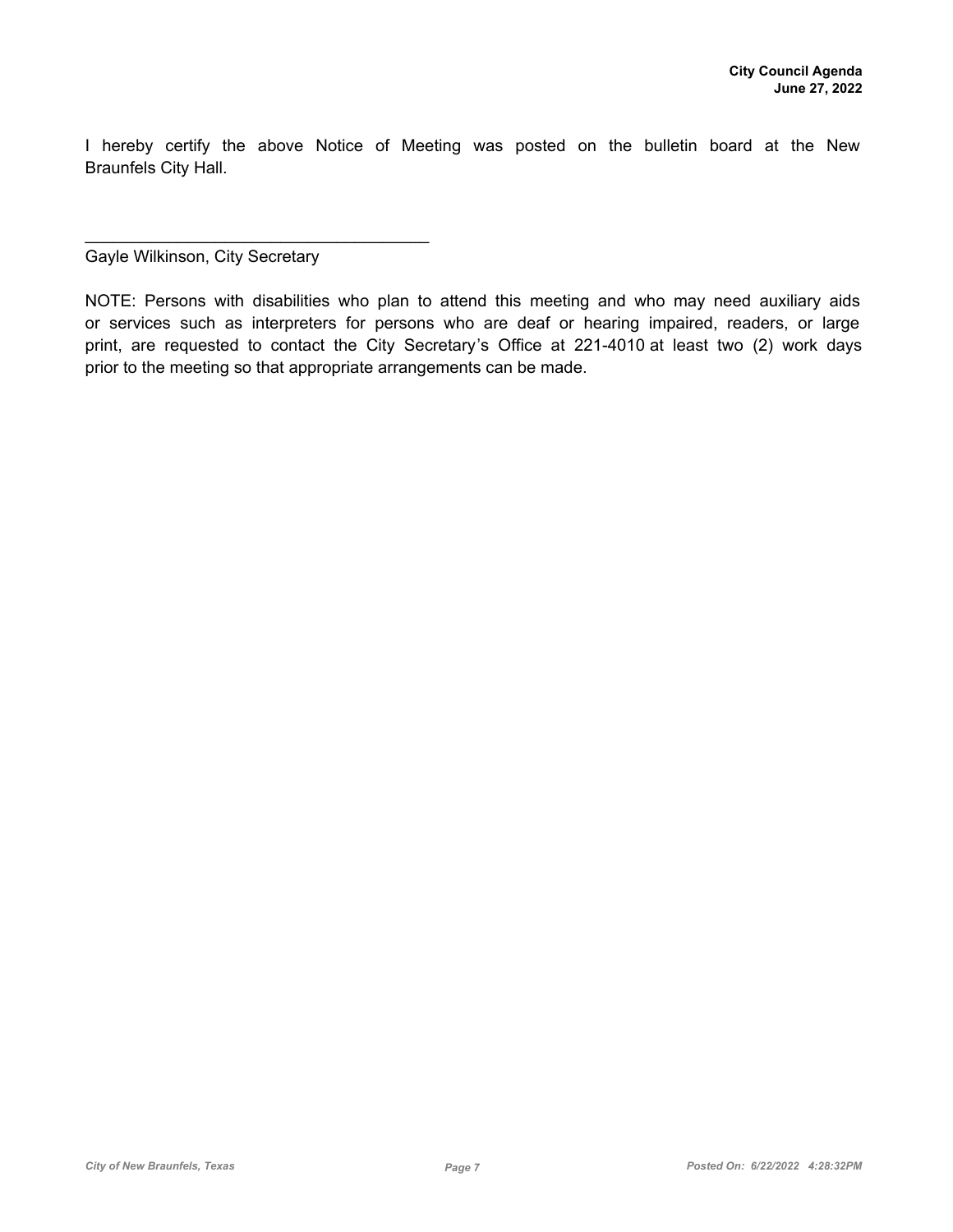I hereby certify the above Notice of Meeting was posted on the bulletin board at the New Braunfels City Hall.

\_\_\_\_\_\_\_\_\_\_\_\_\_\_\_\_\_\_\_\_\_\_\_\_\_\_\_\_\_\_\_\_\_\_\_\_\_\_\_

Gayle Wilkinson, City Secretary

NOTE: Persons with disabilities who plan to attend this meeting and who may need auxiliary aids or services such as interpreters for persons who are deaf or hearing impaired, readers, or large print, are requested to contact the City Secretary's Office at 221-4010 at least two (2) work days prior to the meeting so that appropriate arrangements can be made.